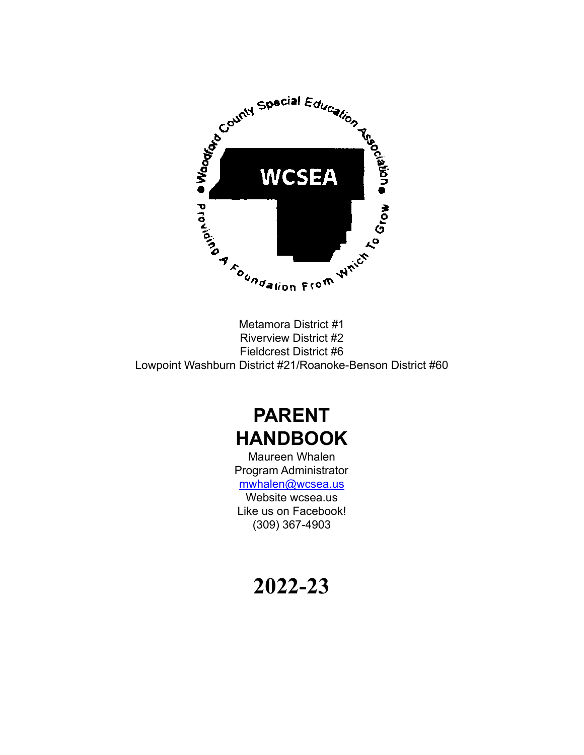Woodford County Special Education Association

WCSEA

Providing A Foundation From Which To Grow

Metamora District #1
Riverview District #2
Fieldcrest District #6
Lowpoint Washburn District #21/Roanoke-Benson District #60

# PARENT HANDBOOK

Maureen Whalen
Program Administrator
mwhalen@wcsea.us
Website wcsea.us
Like us on Facebook!
(309) 367-4903

# 2022-23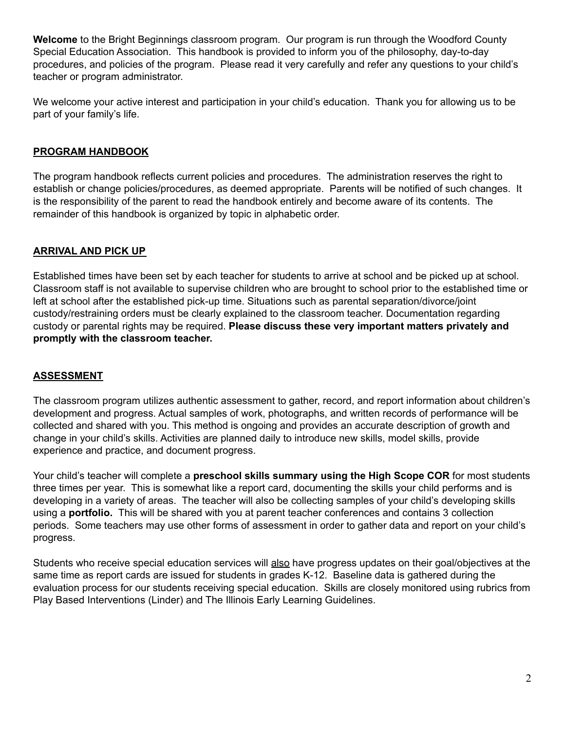**Welcome** to the Bright Beginnings classroom program. Our program is run through the Woodford County Special Education Association. This handbook is provided to inform you of the philosophy, day-to-day procedures, and policies of the program. Please read it very carefully and refer any questions to your child's teacher or program administrator.

We welcome your active interest and participation in your child's education. Thank you for allowing us to be part of your family's life.

## PROGRAM HANDBOOK

The program handbook reflects current policies and procedures. The administration reserves the right to establish or change policies/procedures, as deemed appropriate. Parents will be notified of such changes. It is the responsibility of the parent to read the handbook entirely and become aware of its contents. The remainder of this handbook is organized by topic in alphabetic order.

## ARRIVAL AND PICK UP

Established times have been set by each teacher for students to arrive at school and be picked up at school. Classroom staff is not available to supervise children who are brought to school prior to the established time or left at school after the established pick-up time. Situations such as parental separation/divorce/joint custody/restraining orders must be clearly explained to the classroom teacher. Documentation regarding custody or parental rights may be required. **Please discuss these very important matters privately and promptly with the classroom teacher.**

## ASSESSMENT

The classroom program utilizes authentic assessment to gather, record, and report information about children's development and progress. Actual samples of work, photographs, and written records of performance will be collected and shared with you. This method is ongoing and provides an accurate description of growth and change in your child's skills. Activities are planned daily to introduce new skills, model skills, provide experience and practice, and document progress.

Your child's teacher will complete a **preschool skills summary using the High Scope COR** for most students three times per year. This is somewhat like a report card, documenting the skills your child performs and is developing in a variety of areas. The teacher will also be collecting samples of your child's developing skills using a **portfolio.** This will be shared with you at parent teacher conferences and contains 3 collection periods. Some teachers may use other forms of assessment in order to gather data and report on your child's progress.

Students who receive special education services will also have progress updates on their goal/objectives at the same time as report cards are issued for students in grades K-12. Baseline data is gathered during the evaluation process for our students receiving special education. Skills are closely monitored using rubrics from Play Based Interventions (Linder) and The Illinois Early Learning Guidelines.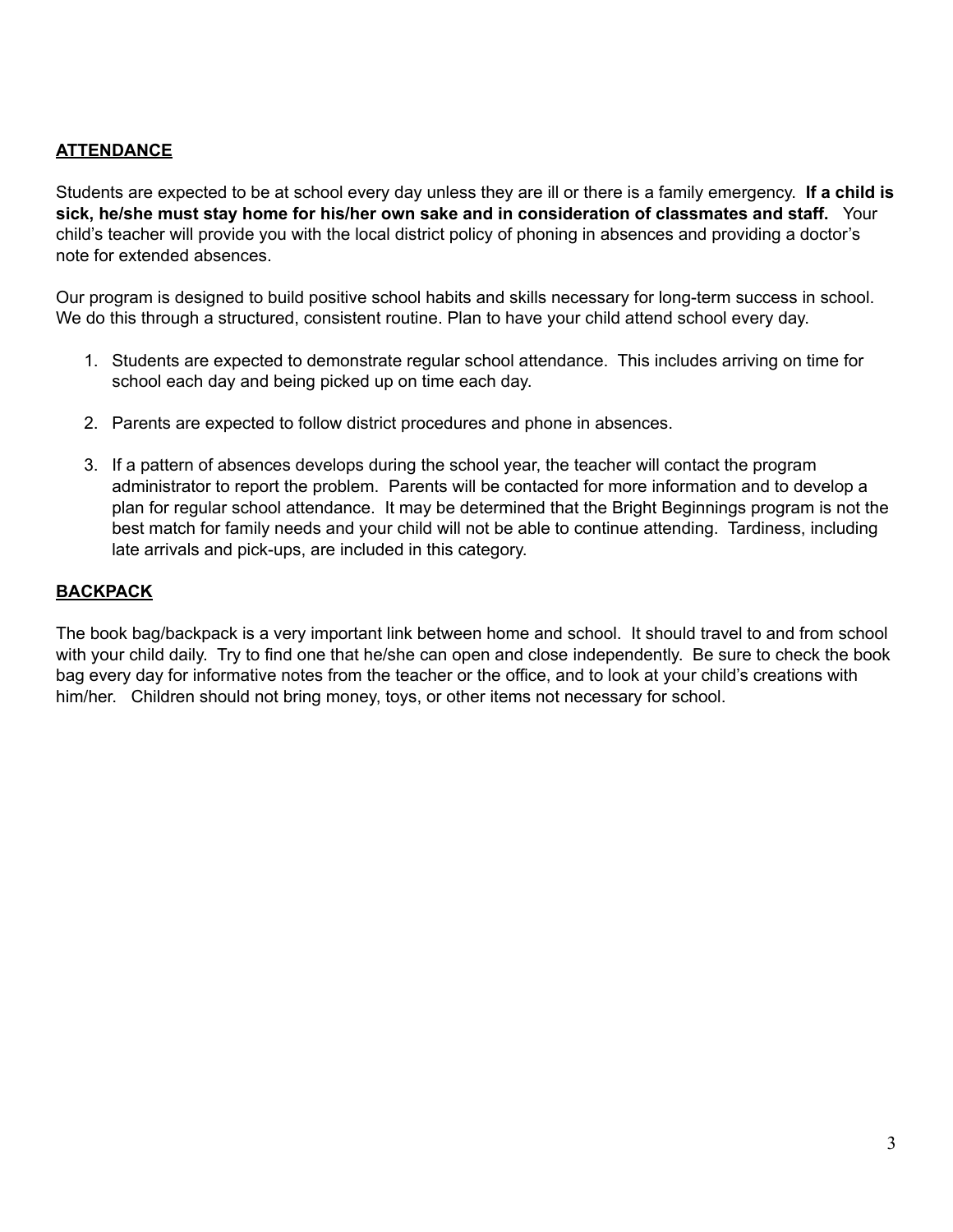## ATTENDANCE

Students are expected to be at school every day unless they are ill or there is a family emergency. **If a child is sick, he/she must stay home for his/her own sake and in consideration of classmates and staff.** Your child's teacher will provide you with the local district policy of phoning in absences and providing a doctor's note for extended absences.

Our program is designed to build positive school habits and skills necessary for long-term success in school. We do this through a structured, consistent routine. Plan to have your child attend school every day.

1. Students are expected to demonstrate regular school attendance. This includes arriving on time for school each day and being picked up on time each day.

2. Parents are expected to follow district procedures and phone in absences.

3. If a pattern of absences develops during the school year, the teacher will contact the program administrator to report the problem. Parents will be contacted for more information and to develop a plan for regular school attendance. It may be determined that the Bright Beginnings program is not the best match for family needs and your child will not be able to continue attending. Tardiness, including late arrivals and pick-ups, are included in this category.

## BACKPACK

The book bag/backpack is a very important link between home and school. It should travel to and from school with your child daily. Try to find one that he/she can open and close independently. Be sure to check the book bag every day for informative notes from the teacher or the office, and to look at your child's creations with him/her. Children should not bring money, toys, or other items not necessary for school.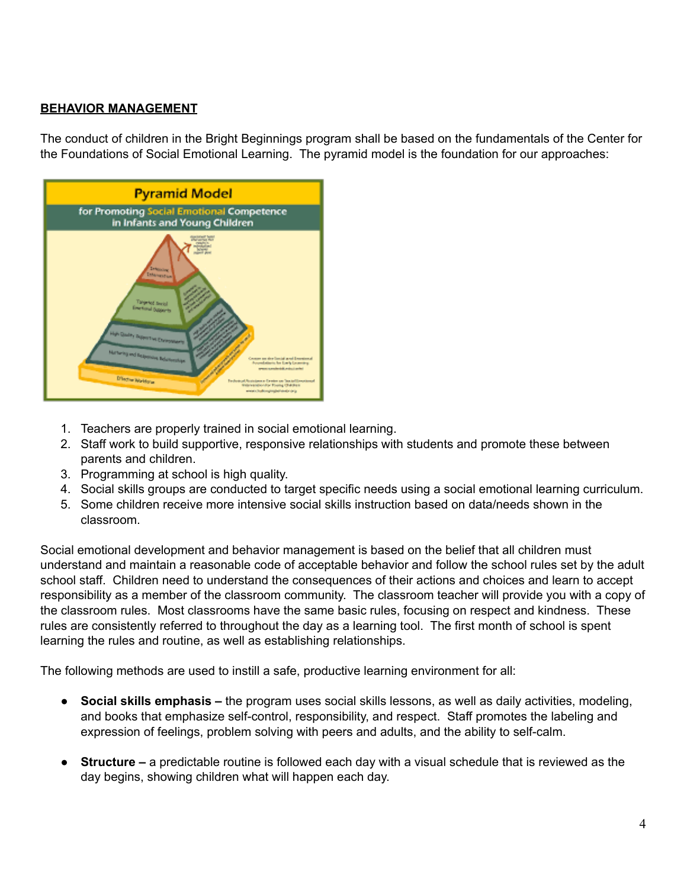## BEHAVIOR MANAGEMENT

The conduct of children in the Bright Beginnings program shall be based on the fundamentals of the Center for the Foundations of Social Emotional Learning. The pyramid model is the foundation for our approaches:

1. Teachers are properly trained in social emotional learning.
2. Staff work to build supportive, responsive relationships with students and promote these between parents and children.
3. Programming at school is high quality.
4. Social skills groups are conducted to target specific needs using a social emotional learning curriculum.
5. Some children receive more intensive social skills instruction based on data/needs shown in the classroom.

Social emotional development and behavior management is based on the belief that all children must understand and maintain a reasonable code of acceptable behavior and follow the school rules set by the adult school staff. Children need to understand the consequences of their actions and choices and learn to accept responsibility as a member of the classroom community. The classroom teacher will provide you with a copy of the classroom rules. Most classrooms have the same basic rules, focusing on respect and kindness. These rules are consistently referred to throughout the day as a learning tool. The first month of school is spent learning the rules and routine, as well as establishing relationships.

The following methods are used to instill a safe, productive learning environment for all:

- **Social skills emphasis –** the program uses social skills lessons, as well as daily activities, modeling, and books that emphasize self-control, responsibility, and respect. Staff promotes the labeling and expression of feelings, problem solving with peers and adults, and the ability to self-calm.

- **Structure –** a predictable routine is followed each day with a visual schedule that is reviewed as the day begins, showing children what will happen each day.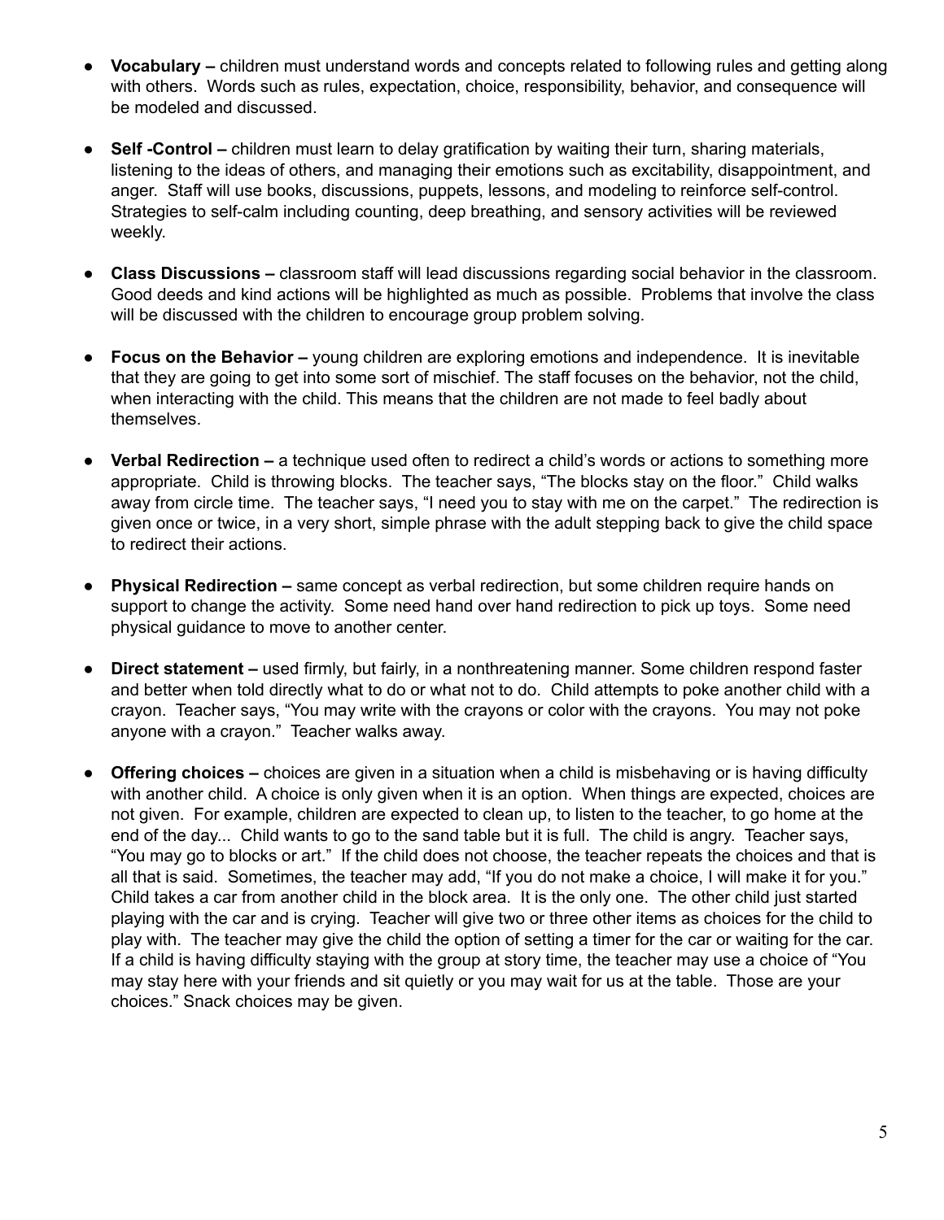- **Vocabulary –** children must understand words and concepts related to following rules and getting along with others. Words such as rules, expectation, choice, responsibility, behavior, and consequence will be modeled and discussed.

- **Self -Control –** children must learn to delay gratification by waiting their turn, sharing materials, listening to the ideas of others, and managing their emotions such as excitability, disappointment, and anger. Staff will use books, discussions, puppets, lessons, and modeling to reinforce self-control. Strategies to self-calm including counting, deep breathing, and sensory activities will be reviewed weekly.

- **Class Discussions –** classroom staff will lead discussions regarding social behavior in the classroom. Good deeds and kind actions will be highlighted as much as possible. Problems that involve the class will be discussed with the children to encourage group problem solving.

- **Focus on the Behavior –** young children are exploring emotions and independence. It is inevitable that they are going to get into some sort of mischief. The staff focuses on the behavior, not the child, when interacting with the child. This means that the children are not made to feel badly about themselves.

- **Verbal Redirection –** a technique used often to redirect a child's words or actions to something more appropriate. Child is throwing blocks. The teacher says, "The blocks stay on the floor." Child walks away from circle time. The teacher says, "I need you to stay with me on the carpet." The redirection is given once or twice, in a very short, simple phrase with the adult stepping back to give the child space to redirect their actions.

- **Physical Redirection –** same concept as verbal redirection, but some children require hands on support to change the activity. Some need hand over hand redirection to pick up toys. Some need physical guidance to move to another center.

- **Direct statement –** used firmly, but fairly, in a nonthreatening manner. Some children respond faster and better when told directly what to do or what not to do. Child attempts to poke another child with a crayon. Teacher says, "You may write with the crayons or color with the crayons. You may not poke anyone with a crayon." Teacher walks away.

- **Offering choices –** choices are given in a situation when a child is misbehaving or is having difficulty with another child. A choice is only given when it is an option. When things are expected, choices are not given. For example, children are expected to clean up, to listen to the teacher, to go home at the end of the day... Child wants to go to the sand table but it is full. The child is angry. Teacher says, "You may go to blocks or art." If the child does not choose, the teacher repeats the choices and that is all that is said. Sometimes, the teacher may add, "If you do not make a choice, I will make it for you." Child takes a car from another child in the block area. It is the only one. The other child just started playing with the car and is crying. Teacher will give two or three other items as choices for the child to play with. The teacher may give the child the option of setting a timer for the car or waiting for the car. If a child is having difficulty staying with the group at story time, the teacher may use a choice of "You may stay here with your friends and sit quietly or you may wait for us at the table. Those are your choices." Snack choices may be given.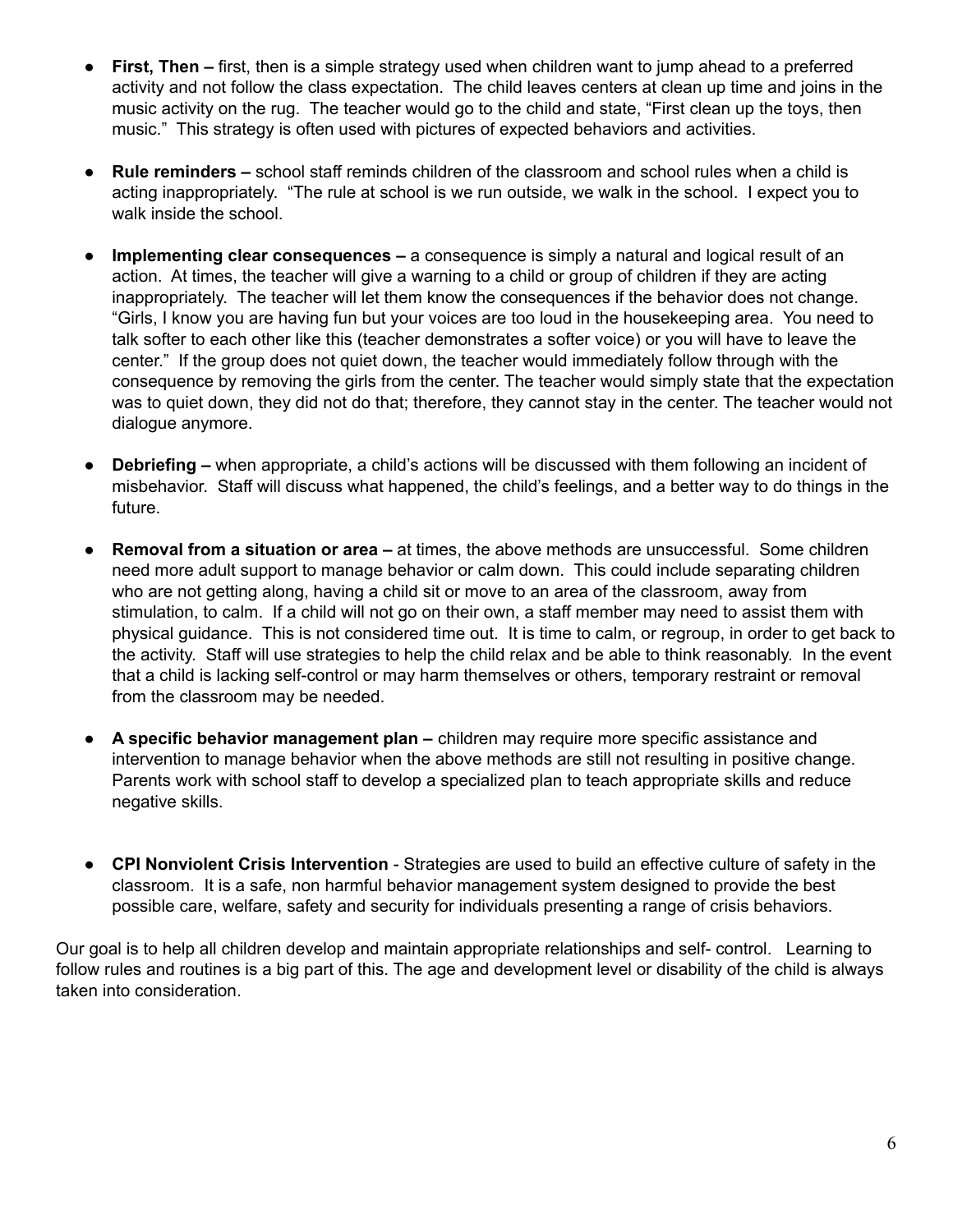- **First, Then –** first, then is a simple strategy used when children want to jump ahead to a preferred activity and not follow the class expectation. The child leaves centers at clean up time and joins in the music activity on the rug. The teacher would go to the child and state, "First clean up the toys, then music." This strategy is often used with pictures of expected behaviors and activities.

- **Rule reminders –** school staff reminds children of the classroom and school rules when a child is acting inappropriately. "The rule at school is we run outside, we walk in the school. I expect you to walk inside the school.

- **Implementing clear consequences –** a consequence is simply a natural and logical result of an action. At times, the teacher will give a warning to a child or group of children if they are acting inappropriately. The teacher will let them know the consequences if the behavior does not change. "Girls, I know you are having fun but your voices are too loud in the housekeeping area. You need to talk softer to each other like this (teacher demonstrates a softer voice) or you will have to leave the center." If the group does not quiet down, the teacher would immediately follow through with the consequence by removing the girls from the center. The teacher would simply state that the expectation was to quiet down, they did not do that; therefore, they cannot stay in the center. The teacher would not dialogue anymore.

- **Debriefing –** when appropriate, a child's actions will be discussed with them following an incident of misbehavior. Staff will discuss what happened, the child's feelings, and a better way to do things in the future.

- **Removal from a situation or area –** at times, the above methods are unsuccessful. Some children need more adult support to manage behavior or calm down. This could include separating children who are not getting along, having a child sit or move to an area of the classroom, away from stimulation, to calm. If a child will not go on their own, a staff member may need to assist them with physical guidance. This is not considered time out. It is time to calm, or regroup, in order to get back to the activity. Staff will use strategies to help the child relax and be able to think reasonably. In the event that a child is lacking self-control or may harm themselves or others, temporary restraint or removal from the classroom may be needed.

- **A specific behavior management plan –** children may require more specific assistance and intervention to manage behavior when the above methods are still not resulting in positive change. Parents work with school staff to develop a specialized plan to teach appropriate skills and reduce negative skills.

- **CPI Nonviolent Crisis Intervention** - Strategies are used to build an effective culture of safety in the classroom. It is a safe, non harmful behavior management system designed to provide the best possible care, welfare, safety and security for individuals presenting a range of crisis behaviors.

Our goal is to help all children develop and maintain appropriate relationships and self- control. Learning to follow rules and routines is a big part of this. The age and development level or disability of the child is always taken into consideration.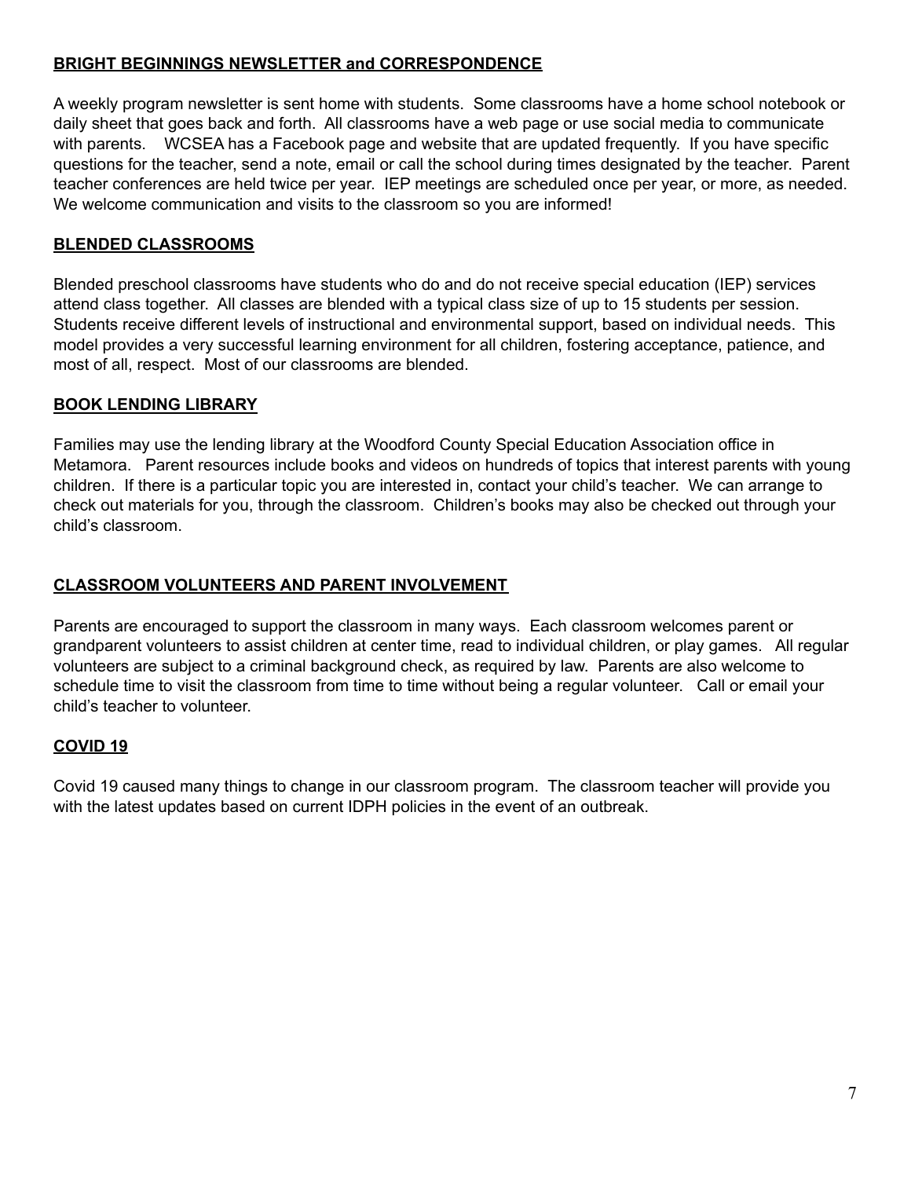## BRIGHT BEGINNINGS NEWSLETTER and CORRESPONDENCE

A weekly program newsletter is sent home with students. Some classrooms have a home school notebook or daily sheet that goes back and forth. All classrooms have a web page or use social media to communicate with parents. WCSEA has a Facebook page and website that are updated frequently. If you have specific questions for the teacher, send a note, email or call the school during times designated by the teacher. Parent teacher conferences are held twice per year. IEP meetings are scheduled once per year, or more, as needed. We welcome communication and visits to the classroom so you are informed!

## BLENDED CLASSROOMS

Blended preschool classrooms have students who do and do not receive special education (IEP) services attend class together. All classes are blended with a typical class size of up to 15 students per session. Students receive different levels of instructional and environmental support, based on individual needs. This model provides a very successful learning environment for all children, fostering acceptance, patience, and most of all, respect. Most of our classrooms are blended.

## BOOK LENDING LIBRARY

Families may use the lending library at the Woodford County Special Education Association office in Metamora. Parent resources include books and videos on hundreds of topics that interest parents with young children. If there is a particular topic you are interested in, contact your child's teacher. We can arrange to check out materials for you, through the classroom. Children's books may also be checked out through your child's classroom.

## CLASSROOM VOLUNTEERS AND PARENT INVOLVEMENT

Parents are encouraged to support the classroom in many ways. Each classroom welcomes parent or grandparent volunteers to assist children at center time, read to individual children, or play games. All regular volunteers are subject to a criminal background check, as required by law. Parents are also welcome to schedule time to visit the classroom from time to time without being a regular volunteer. Call or email your child's teacher to volunteer.

## COVID 19

Covid 19 caused many things to change in our classroom program. The classroom teacher will provide you with the latest updates based on current IDPH policies in the event of an outbreak.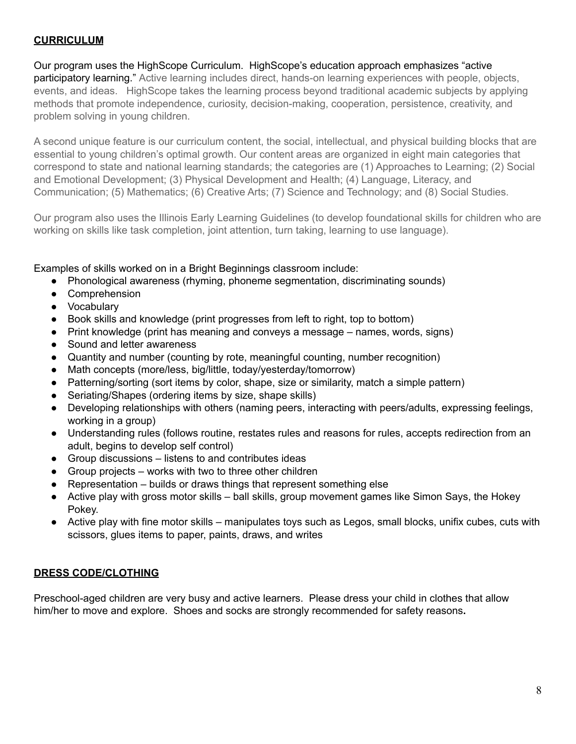## **CURRICULUM**

Our program uses the HighScope Curriculum. HighScope's education approach emphasizes "active participatory learning." Active learning includes direct, hands-on learning experiences with people, objects, events, and ideas. HighScope takes the learning process beyond traditional academic subjects by applying methods that promote independence, curiosity, decision-making, cooperation, persistence, creativity, and problem solving in young children.

A second unique feature is our curriculum content, the social, intellectual, and physical building blocks that are essential to young children's optimal growth. Our content areas are organized in eight main categories that correspond to state and national learning standards; the categories are (1) Approaches to Learning; (2) Social and Emotional Development; (3) Physical Development and Health; (4) Language, Literacy, and Communication; (5) Mathematics; (6) Creative Arts; (7) Science and Technology; and (8) Social Studies.

Our program also uses the Illinois Early Learning Guidelines (to develop foundational skills for children who are working on skills like task completion, joint attention, turn taking, learning to use language).

Examples of skills worked on in a Bright Beginnings classroom include:

- Phonological awareness (rhyming, phoneme segmentation, discriminating sounds)
- Comprehension
- Vocabulary
- Book skills and knowledge (print progresses from left to right, top to bottom)
- Print knowledge (print has meaning and conveys a message – names, words, signs)
- Sound and letter awareness
- Quantity and number (counting by rote, meaningful counting, number recognition)
- Math concepts (more/less, big/little, today/yesterday/tomorrow)
- Patterning/sorting (sort items by color, shape, size or similarity, match a simple pattern)
- Seriating/Shapes (ordering items by size, shape skills)
- Developing relationships with others (naming peers, interacting with peers/adults, expressing feelings, working in a group)
- Understanding rules (follows routine, restates rules and reasons for rules, accepts redirection from an adult, begins to develop self control)
- Group discussions – listens to and contributes ideas
- Group projects – works with two to three other children
- Representation – builds or draws things that represent something else
- Active play with gross motor skills – ball skills, group movement games like Simon Says, the Hokey Pokey.
- Active play with fine motor skills – manipulates toys such as Legos, small blocks, unifix cubes, cuts with scissors, glues items to paper, paints, draws, and writes

## **DRESS CODE/CLOTHING**

Preschool-aged children are very busy and active learners. Please dress your child in clothes that allow him/her to move and explore. Shoes and socks are strongly recommended for safety reasons.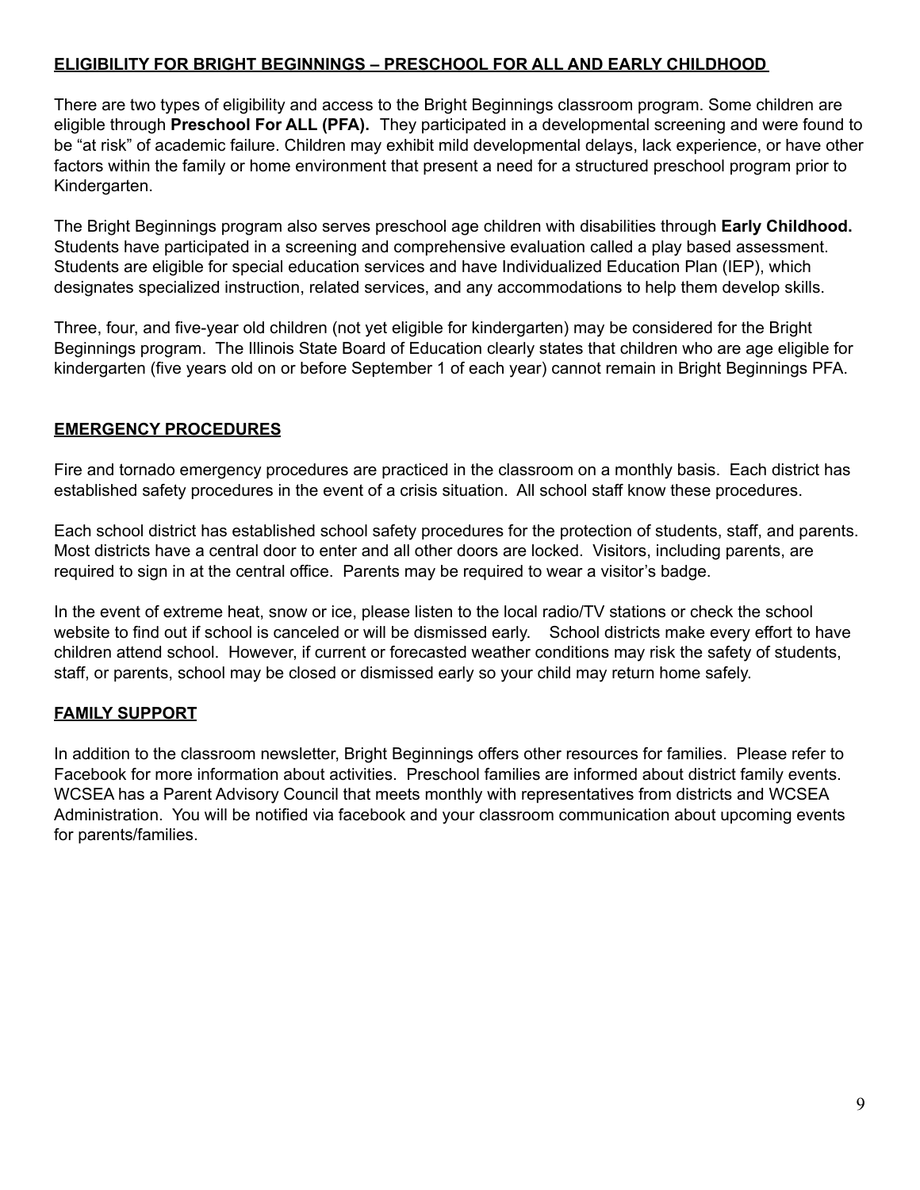## ELIGIBILITY FOR BRIGHT BEGINNINGS – PRESCHOOL FOR ALL AND EARLY CHILDHOOD

There are two types of eligibility and access to the Bright Beginnings classroom program. Some children are eligible through **Preschool For ALL (PFA).** They participated in a developmental screening and were found to be "at risk" of academic failure. Children may exhibit mild developmental delays, lack experience, or have other factors within the family or home environment that present a need for a structured preschool program prior to Kindergarten.

The Bright Beginnings program also serves preschool age children with disabilities through **Early Childhood.** Students have participated in a screening and comprehensive evaluation called a play based assessment. Students are eligible for special education services and have Individualized Education Plan (IEP), which designates specialized instruction, related services, and any accommodations to help them develop skills.

Three, four, and five-year old children (not yet eligible for kindergarten) may be considered for the Bright Beginnings program. The Illinois State Board of Education clearly states that children who are age eligible for kindergarten (five years old on or before September 1 of each year) cannot remain in Bright Beginnings PFA.

## EMERGENCY PROCEDURES

Fire and tornado emergency procedures are practiced in the classroom on a monthly basis. Each district has established safety procedures in the event of a crisis situation. All school staff know these procedures.

Each school district has established school safety procedures for the protection of students, staff, and parents. Most districts have a central door to enter and all other doors are locked. Visitors, including parents, are required to sign in at the central office. Parents may be required to wear a visitor's badge.

In the event of extreme heat, snow or ice, please listen to the local radio/TV stations or check the school website to find out if school is canceled or will be dismissed early. School districts make every effort to have children attend school. However, if current or forecasted weather conditions may risk the safety of students, staff, or parents, school may be closed or dismissed early so your child may return home safely.

## FAMILY SUPPORT

In addition to the classroom newsletter, Bright Beginnings offers other resources for families. Please refer to Facebook for more information about activities. Preschool families are informed about district family events. WCSEA has a Parent Advisory Council that meets monthly with representatives from districts and WCSEA Administration. You will be notified via facebook and your classroom communication about upcoming events for parents/families.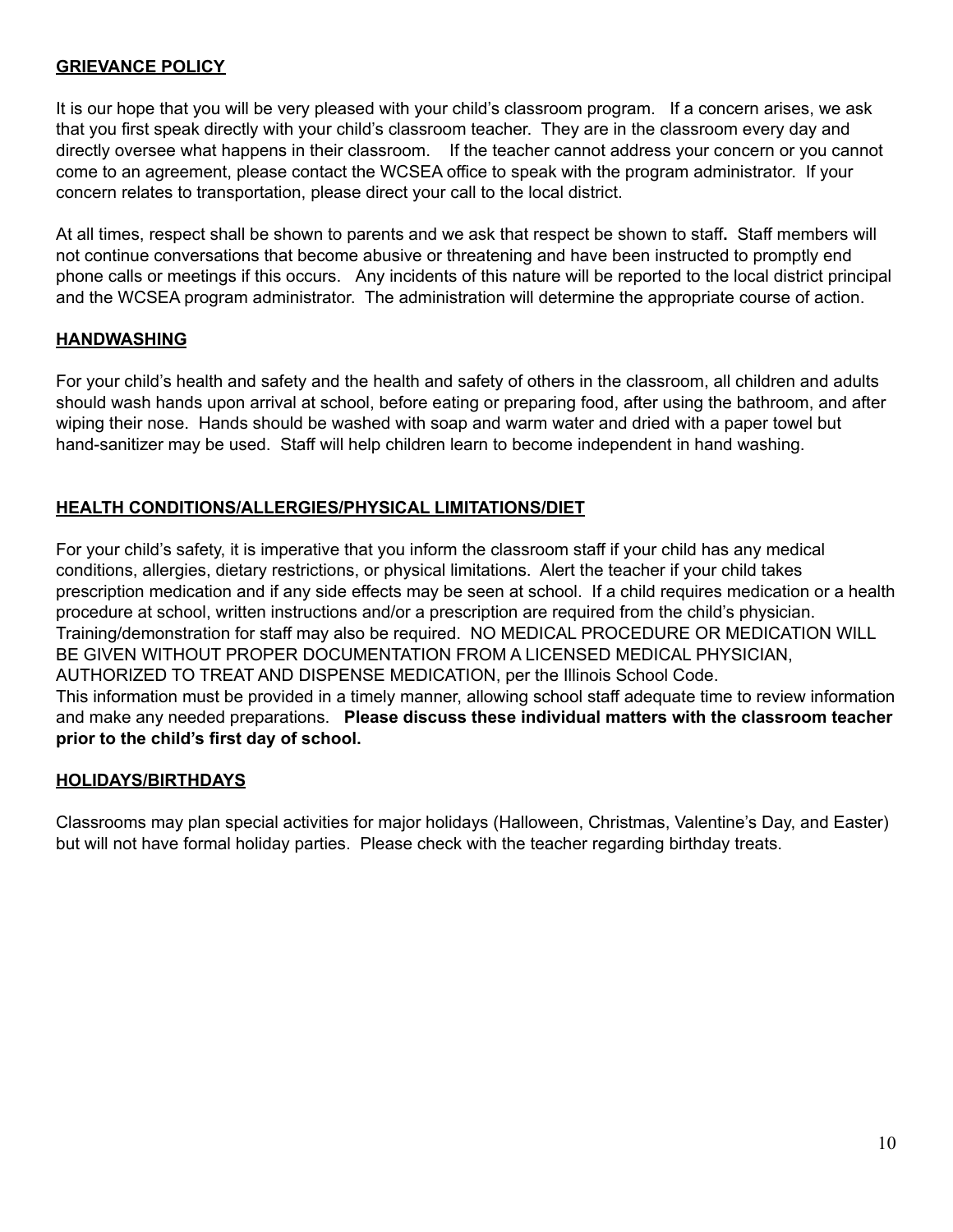## GRIEVANCE POLICY

It is our hope that you will be very pleased with your child's classroom program. If a concern arises, we ask that you first speak directly with your child's classroom teacher. They are in the classroom every day and directly oversee what happens in their classroom. If the teacher cannot address your concern or you cannot come to an agreement, please contact the WCSEA office to speak with the program administrator. If your concern relates to transportation, please direct your call to the local district.

At all times, respect shall be shown to parents and we ask that respect be shown to staff**.** Staff members will not continue conversations that become abusive or threatening and have been instructed to promptly end phone calls or meetings if this occurs. Any incidents of this nature will be reported to the local district principal and the WCSEA program administrator. The administration will determine the appropriate course of action.

## HANDWASHING

For your child's health and safety and the health and safety of others in the classroom, all children and adults should wash hands upon arrival at school, before eating or preparing food, after using the bathroom, and after wiping their nose. Hands should be washed with soap and warm water and dried with a paper towel but hand-sanitizer may be used. Staff will help children learn to become independent in hand washing.

## HEALTH CONDITIONS/ALLERGIES/PHYSICAL LIMITATIONS/DIET

For your child's safety, it is imperative that you inform the classroom staff if your child has any medical conditions, allergies, dietary restrictions, or physical limitations. Alert the teacher if your child takes prescription medication and if any side effects may be seen at school. If a child requires medication or a health procedure at school, written instructions and/or a prescription are required from the child's physician. Training/demonstration for staff may also be required. NO MEDICAL PROCEDURE OR MEDICATION WILL BE GIVEN WITHOUT PROPER DOCUMENTATION FROM A LICENSED MEDICAL PHYSICIAN, AUTHORIZED TO TREAT AND DISPENSE MEDICATION, per the Illinois School Code.
This information must be provided in a timely manner, allowing school staff adequate time to review information and make any needed preparations. **Please discuss these individual matters with the classroom teacher prior to the child's first day of school.**

## HOLIDAYS/BIRTHDAYS

Classrooms may plan special activities for major holidays (Halloween, Christmas, Valentine's Day, and Easter) but will not have formal holiday parties. Please check with the teacher regarding birthday treats.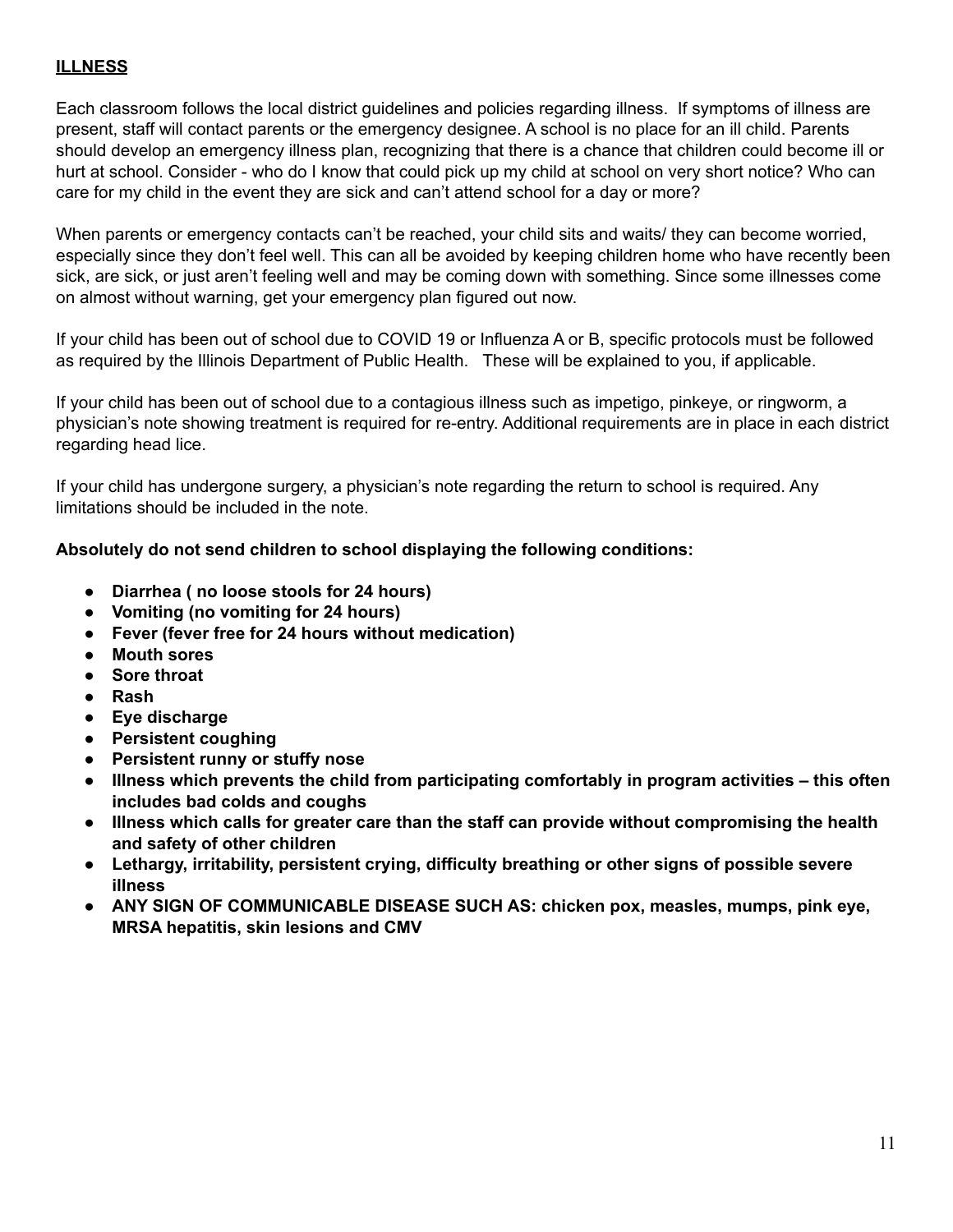## ILLNESS

Each classroom follows the local district guidelines and policies regarding illness. If symptoms of illness are present, staff will contact parents or the emergency designee. A school is no place for an ill child. Parents should develop an emergency illness plan, recognizing that there is a chance that children could become ill or hurt at school. Consider - who do I know that could pick up my child at school on very short notice? Who can care for my child in the event they are sick and can't attend school for a day or more?

When parents or emergency contacts can't be reached, your child sits and waits/ they can become worried, especially since they don't feel well. This can all be avoided by keeping children home who have recently been sick, are sick, or just aren't feeling well and may be coming down with something. Since some illnesses come on almost without warning, get your emergency plan figured out now.

If your child has been out of school due to COVID 19 or Influenza A or B, specific protocols must be followed as required by the Illinois Department of Public Health. These will be explained to you, if applicable.

If your child has been out of school due to a contagious illness such as impetigo, pinkeye, or ringworm, a physician's note showing treatment is required for re-entry. Additional requirements are in place in each district regarding head lice.

If your child has undergone surgery, a physician's note regarding the return to school is required. Any limitations should be included in the note.

**Absolutely do not send children to school displaying the following conditions:**

- **Diarrhea ( no loose stools for 24 hours)**
- **Vomiting (no vomiting for 24 hours)**
- **Fever (fever free for 24 hours without medication)**
- **Mouth sores**
- **Sore throat**
- **Rash**
- **Eye discharge**
- **Persistent coughing**
- **Persistent runny or stuffy nose**
- **Illness which prevents the child from participating comfortably in program activities – this often includes bad colds and coughs**
- **Illness which calls for greater care than the staff can provide without compromising the health and safety of other children**
- **Lethargy, irritability, persistent crying, difficulty breathing or other signs of possible severe illness**
- **ANY SIGN OF COMMUNICABLE DISEASE SUCH AS: chicken pox, measles, mumps, pink eye, MRSA hepatitis, skin lesions and CMV**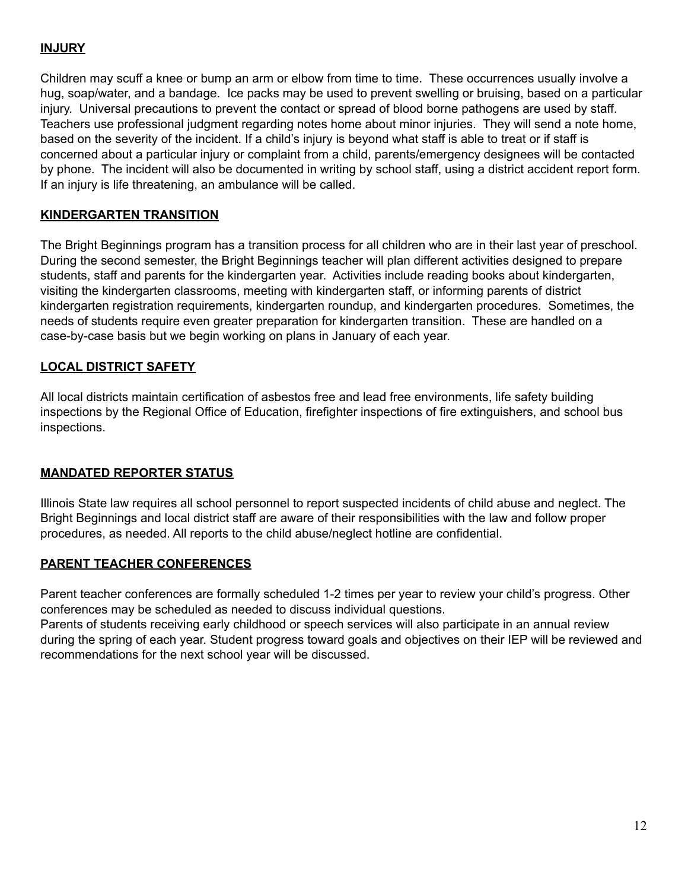**INJURY**

Children may scuff a knee or bump an arm or elbow from time to time. These occurrences usually involve a hug, soap/water, and a bandage. Ice packs may be used to prevent swelling or bruising, based on a particular injury. Universal precautions to prevent the contact or spread of blood borne pathogens are used by staff. Teachers use professional judgment regarding notes home about minor injuries. They will send a note home, based on the severity of the incident. If a child's injury is beyond what staff is able to treat or if staff is concerned about a particular injury or complaint from a child, parents/emergency designees will be contacted by phone. The incident will also be documented in writing by school staff, using a district accident report form. If an injury is life threatening, an ambulance will be called.

**KINDERGARTEN TRANSITION**

The Bright Beginnings program has a transition process for all children who are in their last year of preschool. During the second semester, the Bright Beginnings teacher will plan different activities designed to prepare students, staff and parents for the kindergarten year. Activities include reading books about kindergarten, visiting the kindergarten classrooms, meeting with kindergarten staff, or informing parents of district kindergarten registration requirements, kindergarten roundup, and kindergarten procedures. Sometimes, the needs of students require even greater preparation for kindergarten transition. These are handled on a case-by-case basis but we begin working on plans in January of each year.

**LOCAL DISTRICT SAFETY**

All local districts maintain certification of asbestos free and lead free environments, life safety building inspections by the Regional Office of Education, firefighter inspections of fire extinguishers, and school bus inspections.

**MANDATED REPORTER STATUS**

Illinois State law requires all school personnel to report suspected incidents of child abuse and neglect. The Bright Beginnings and local district staff are aware of their responsibilities with the law and follow proper procedures, as needed. All reports to the child abuse/neglect hotline are confidential.

**PARENT TEACHER CONFERENCES**

Parent teacher conferences are formally scheduled 1-2 times per year to review your child's progress. Other conferences may be scheduled as needed to discuss individual questions.
Parents of students receiving early childhood or speech services will also participate in an annual review during the spring of each year. Student progress toward goals and objectives on their IEP will be reviewed and recommendations for the next school year will be discussed.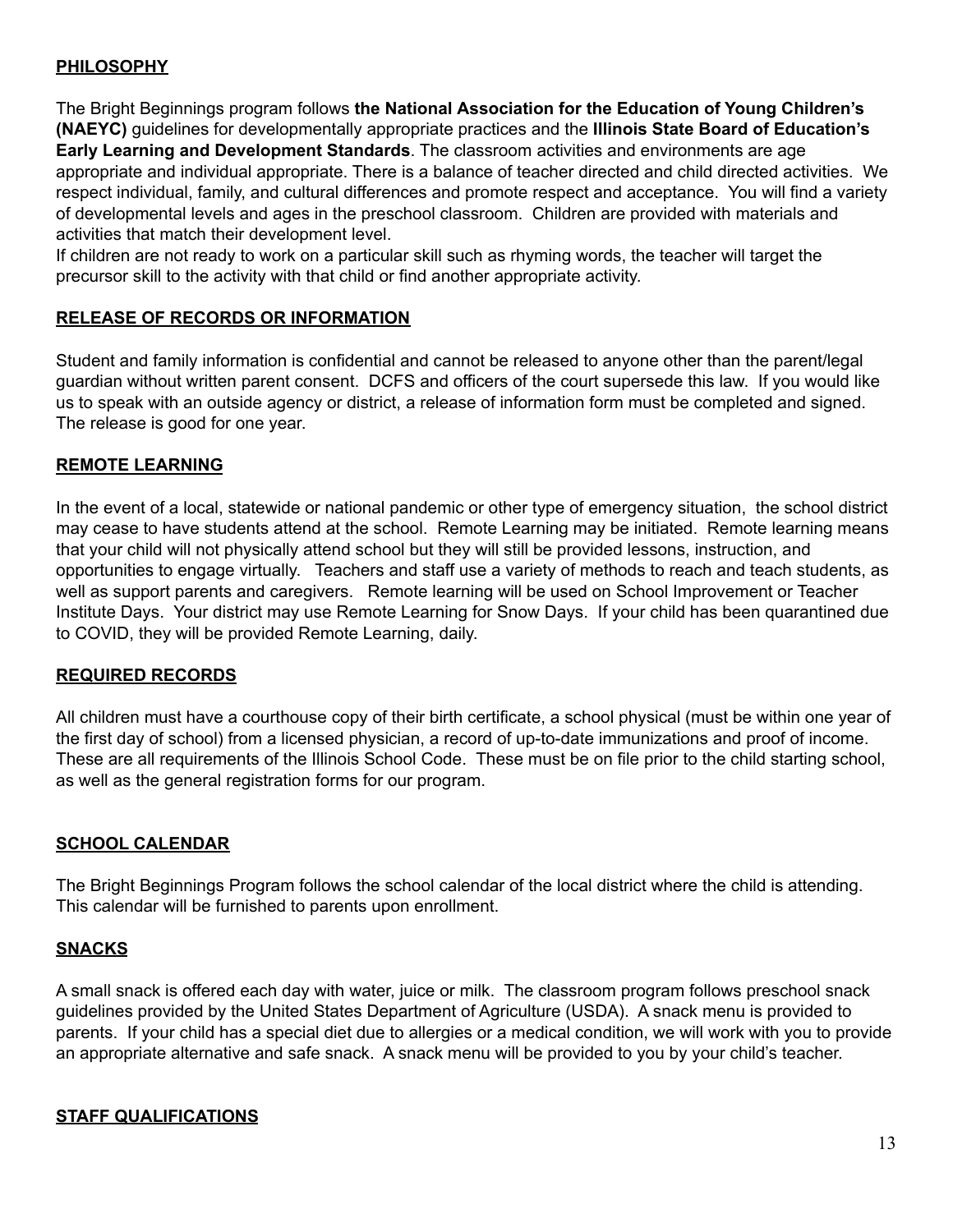## PHILOSOPHY

The Bright Beginnings program follows **the National Association for the Education of Young Children's (NAEYC)** guidelines for developmentally appropriate practices and the **Illinois State Board of Education's Early Learning and Development Standards**. The classroom activities and environments are age appropriate and individual appropriate. There is a balance of teacher directed and child directed activities. We respect individual, family, and cultural differences and promote respect and acceptance. You will find a variety of developmental levels and ages in the preschool classroom. Children are provided with materials and activities that match their development level.

If children are not ready to work on a particular skill such as rhyming words, the teacher will target the precursor skill to the activity with that child or find another appropriate activity.

## RELEASE OF RECORDS OR INFORMATION

Student and family information is confidential and cannot be released to anyone other than the parent/legal guardian without written parent consent. DCFS and officers of the court supersede this law. If you would like us to speak with an outside agency or district, a release of information form must be completed and signed. The release is good for one year.

## REMOTE LEARNING

In the event of a local, statewide or national pandemic or other type of emergency situation, the school district may cease to have students attend at the school. Remote Learning may be initiated. Remote learning means that your child will not physically attend school but they will still be provided lessons, instruction, and opportunities to engage virtually. Teachers and staff use a variety of methods to reach and teach students, as well as support parents and caregivers. Remote learning will be used on School Improvement or Teacher Institute Days. Your district may use Remote Learning for Snow Days. If your child has been quarantined due to COVID, they will be provided Remote Learning, daily.

## REQUIRED RECORDS

All children must have a courthouse copy of their birth certificate, a school physical (must be within one year of the first day of school) from a licensed physician, a record of up-to-date immunizations and proof of income. These are all requirements of the Illinois School Code. These must be on file prior to the child starting school, as well as the general registration forms for our program.

## SCHOOL CALENDAR

The Bright Beginnings Program follows the school calendar of the local district where the child is attending. This calendar will be furnished to parents upon enrollment.

## SNACKS

A small snack is offered each day with water, juice or milk. The classroom program follows preschool snack guidelines provided by the United States Department of Agriculture (USDA). A snack menu is provided to parents. If your child has a special diet due to allergies or a medical condition, we will work with you to provide an appropriate alternative and safe snack. A snack menu will be provided to you by your child's teacher.

## STAFF QUALIFICATIONS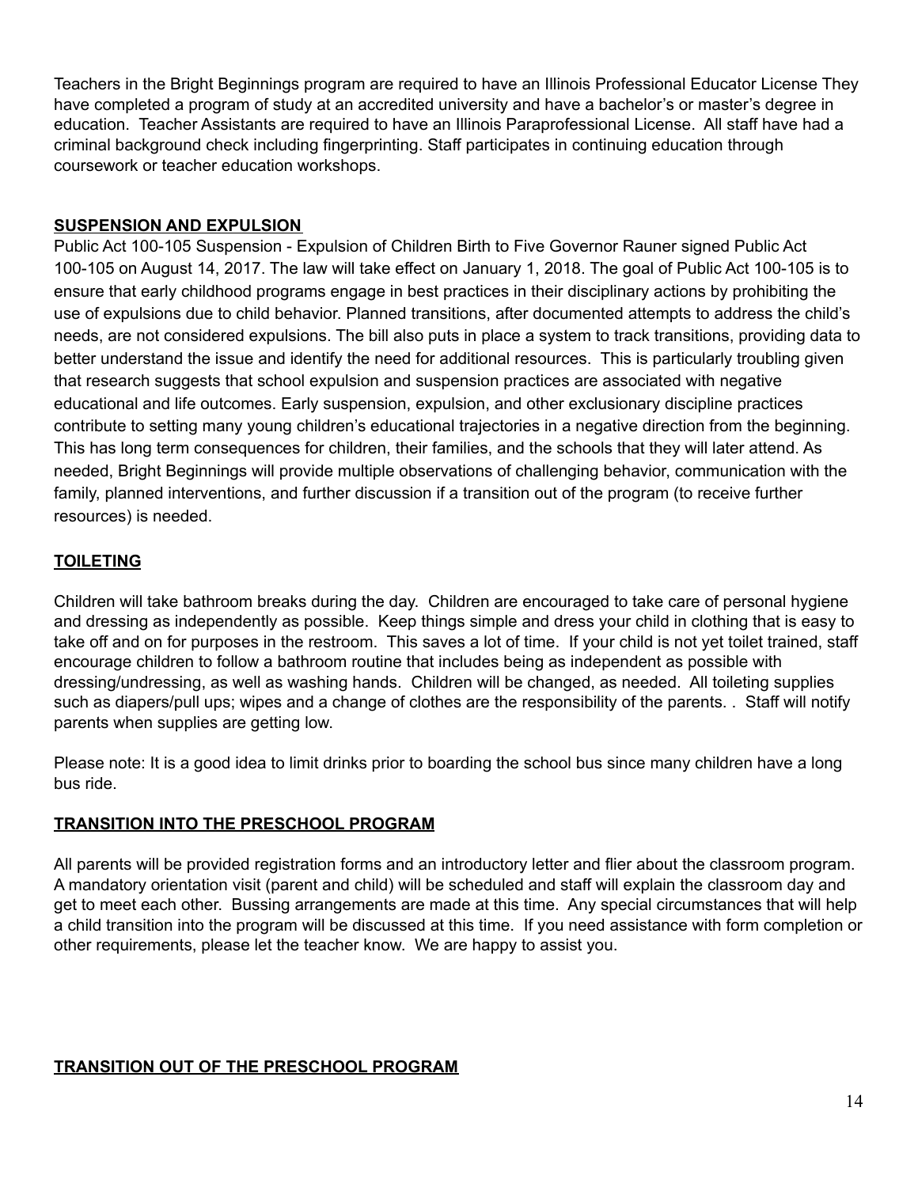Teachers in the Bright Beginnings program are required to have an Illinois Professional Educator License They have completed a program of study at an accredited university and have a bachelor's or master's degree in education. Teacher Assistants are required to have an Illinois Paraprofessional License. All staff have had a criminal background check including fingerprinting. Staff participates in continuing education through coursework or teacher education workshops.

## SUSPENSION AND EXPULSION

Public Act 100-105 Suspension - Expulsion of Children Birth to Five Governor Rauner signed Public Act 100-105 on August 14, 2017. The law will take effect on January 1, 2018. The goal of Public Act 100-105 is to ensure that early childhood programs engage in best practices in their disciplinary actions by prohibiting the use of expulsions due to child behavior. Planned transitions, after documented attempts to address the child's needs, are not considered expulsions. The bill also puts in place a system to track transitions, providing data to better understand the issue and identify the need for additional resources. This is particularly troubling given that research suggests that school expulsion and suspension practices are associated with negative educational and life outcomes. Early suspension, expulsion, and other exclusionary discipline practices contribute to setting many young children's educational trajectories in a negative direction from the beginning. This has long term consequences for children, their families, and the schools that they will later attend. As needed, Bright Beginnings will provide multiple observations of challenging behavior, communication with the family, planned interventions, and further discussion if a transition out of the program (to receive further resources) is needed.

## TOILETING

Children will take bathroom breaks during the day. Children are encouraged to take care of personal hygiene and dressing as independently as possible. Keep things simple and dress your child in clothing that is easy to take off and on for purposes in the restroom. This saves a lot of time. If your child is not yet toilet trained, staff encourage children to follow a bathroom routine that includes being as independent as possible with dressing/undressing, as well as washing hands. Children will be changed, as needed. All toileting supplies such as diapers/pull ups; wipes and a change of clothes are the responsibility of the parents. . Staff will notify parents when supplies are getting low.

Please note: It is a good idea to limit drinks prior to boarding the school bus since many children have a long bus ride.

## TRANSITION INTO THE PRESCHOOL PROGRAM

All parents will be provided registration forms and an introductory letter and flier about the classroom program. A mandatory orientation visit (parent and child) will be scheduled and staff will explain the classroom day and get to meet each other. Bussing arrangements are made at this time. Any special circumstances that will help a child transition into the program will be discussed at this time. If you need assistance with form completion or other requirements, please let the teacher know. We are happy to assist you.

## TRANSITION OUT OF THE PRESCHOOL PROGRAM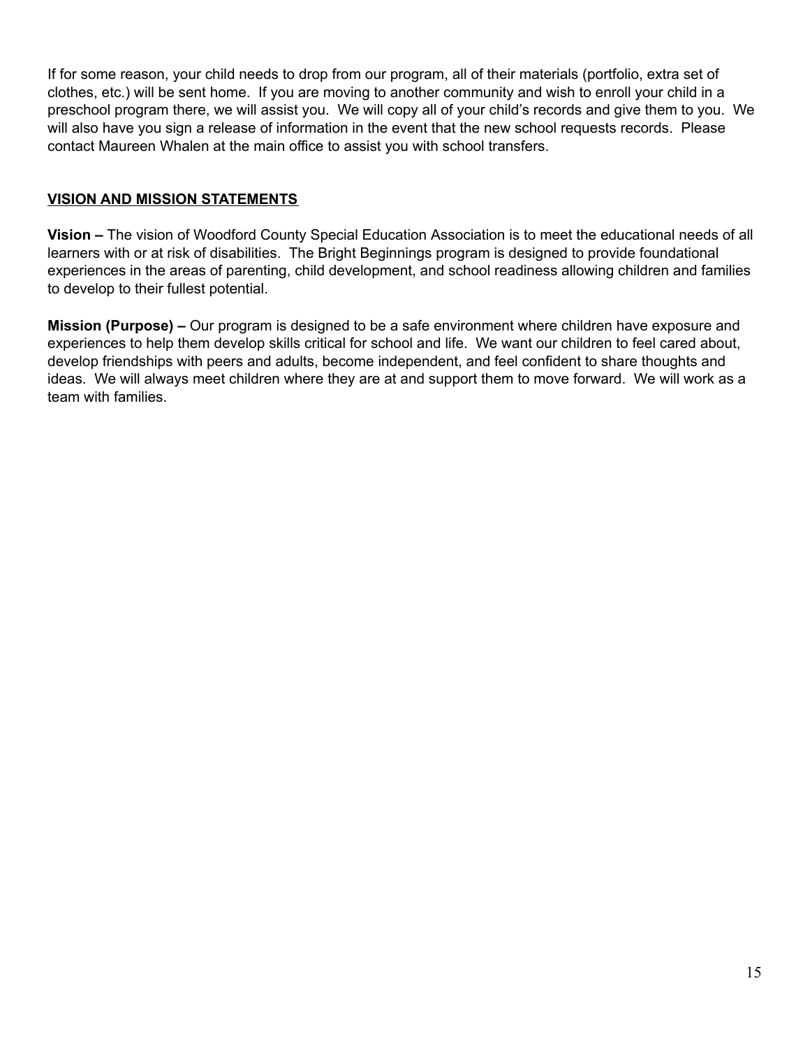If for some reason, your child needs to drop from our program, all of their materials (portfolio, extra set of clothes, etc.) will be sent home. If you are moving to another community and wish to enroll your child in a preschool program there, we will assist you. We will copy all of your child's records and give them to you. We will also have you sign a release of information in the event that the new school requests records. Please contact Maureen Whalen at the main office to assist you with school transfers.

## VISION AND MISSION STATEMENTS

**Vision –** The vision of Woodford County Special Education Association is to meet the educational needs of all learners with or at risk of disabilities. The Bright Beginnings program is designed to provide foundational experiences in the areas of parenting, child development, and school readiness allowing children and families to develop to their fullest potential.

**Mission (Purpose) –** Our program is designed to be a safe environment where children have exposure and experiences to help them develop skills critical for school and life. We want our children to feel cared about, develop friendships with peers and adults, become independent, and feel confident to share thoughts and ideas. We will always meet children where they are at and support them to move forward. We will work as a team with families.